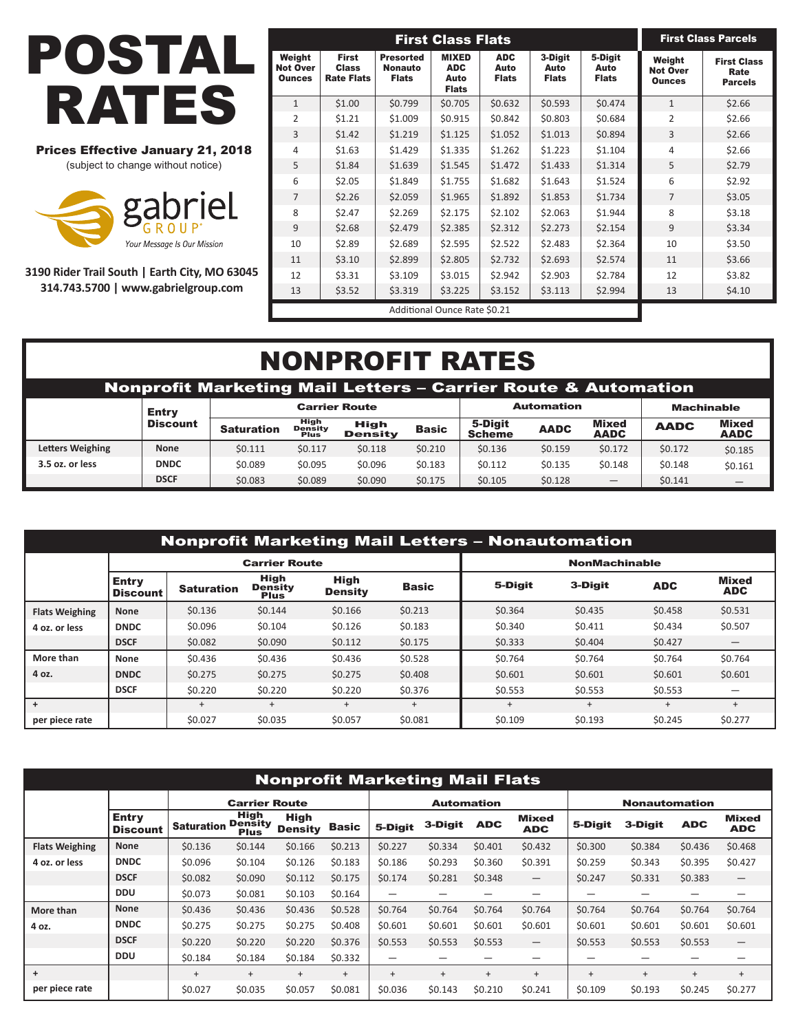# POSTAL RATES

**Prices Effective January 21, 2018**

(subject to change without notice)

gabriel GROUP®

*Your Message Is Our Mission*

**3190 Rider Trail South | Earth City, MO 63045**
**314.743.5700 | www.gabrielgroup.com**

## First Class Flats

| Weight Not Over Ounces | First Class Rate Flats | Presorted Nonauto Flats | MIXED ADC Auto Flats | ADC Auto Flats | 3-Digit Auto Flats | 5-Digit Auto Flats |
|---|---|---|---|---|---|---|
| 1 | $1.00 | $0.799 | $0.705 | $0.632 | $0.593 | $0.474 |
| 2 | $1.21 | $1.009 | $0.915 | $0.842 | $0.803 | $0.684 |
| 3 | $1.42 | $1.219 | $1.125 | $1.052 | $1.013 | $0.894 |
| 4 | $1.63 | $1.429 | $1.335 | $1.262 | $1.223 | $1.104 |
| 5 | $1.84 | $1.639 | $1.545 | $1.472 | $1.433 | $1.314 |
| 6 | $2.05 | $1.849 | $1.755 | $1.682 | $1.643 | $1.524 |
| 7 | $2.26 | $2.059 | $1.965 | $1.892 | $1.853 | $1.734 |
| 8 | $2.47 | $2.269 | $2.175 | $2.102 | $2.063 | $1.944 |
| 9 | $2.68 | $2.479 | $2.385 | $2.312 | $2.273 | $2.154 |
| 10 | $2.89 | $2.689 | $2.595 | $2.522 | $2.483 | $2.364 |
| 11 | $3.10 | $2.899 | $2.805 | $2.732 | $2.693 | $2.574 |
| 12 | $3.31 | $3.109 | $3.015 | $2.942 | $2.903 | $2.784 |
| 13 | $3.52 | $3.319 | $3.225 | $3.152 | $3.113 | $2.994 |

Additional Ounce Rate $0.21

## First Class Parcels

| Weight Not Over Ounces | First Class Rate Parcels |
|---|---|
| 1 | $2.66 |
| 2 | $2.66 |
| 3 | $2.66 |
| 4 | $2.66 |
| 5 | $2.79 |
| 6 | $2.92 |
| 7 | $3.05 |
| 8 | $3.18 |
| 9 | $3.34 |
| 10 | $3.50 |
| 11 | $3.66 |
| 12 | $3.82 |
| 13 | $4.10 |

# NONPROFIT RATES

## Nonprofit Marketing Mail Letters – Carrier Route & Automation

| | Entry Discount | Carrier Route | | | | Automation | | | Machinable | |
|---|---|---|---|---|---|---|---|---|---|---|
| | | Saturation | High Density Plus | High Density | Basic | 5-Digit Scheme | AADC | Mixed AADC | AADC | Mixed AADC |
| Letters Weighing | None | $0.111 | $0.117 | $0.118 | $0.210 | $0.136 | $0.159 | $0.172 | $0.172 | $0.185 |
| 3.5 oz. or less | DNDC | $0.089 | $0.095 | $0.096 | $0.183 | $0.112 | $0.135 | $0.148 | $0.148 | $0.161 |
| | DSCF | $0.083 | $0.089 | $0.090 | $0.175 | $0.105 | $0.128 | — | $0.141 | — |

## Nonprofit Marketing Mail Letters – Nonautomation

| | Entry Discount | Carrier Route | | | | NonMachinable | | | |
|---|---|---|---|---|---|---|---|---|---|
| | | Saturation | High Density Plus | High Density | Basic | 5-Digit | 3-Digit | ADC | Mixed ADC |
| Flats Weighing | None | $0.136 | $0.144 | $0.166 | $0.213 | $0.364 | $0.435 | $0.458 | $0.531 |
| 4 oz. or less | DNDC | $0.096 | $0.104 | $0.126 | $0.183 | $0.340 | $0.411 | $0.434 | $0.507 |
| | DSCF | $0.082 | $0.090 | $0.112 | $0.175 | $0.333 | $0.404 | $0.427 | — |
| More than | None | $0.436 | $0.436 | $0.436 | $0.528 | $0.764 | $0.764 | $0.764 | $0.764 |
| 4 oz. | DNDC | $0.275 | $0.275 | $0.275 | $0.408 | $0.601 | $0.601 | $0.601 | $0.601 |
| | DSCF | $0.220 | $0.220 | $0.220 | $0.376 | $0.553 | $0.553 | $0.553 | — |
| + | | + | + | + | + | + | + | + | + |
| per piece rate | | $0.027 | $0.035 | $0.057 | $0.081 | $0.109 | $0.193 | $0.245 | $0.277 |

## Nonprofit Marketing Mail Flats

| | Entry Discount | Carrier Route | | | | Automation | | | | Nonautomation | | | |
|---|---|---|---|---|---|---|---|---|---|---|---|---|---|
| | | Saturation | High Density Plus | High Density | Basic | 5-Digit | 3-Digit | ADC | Mixed ADC | 5-Digit | 3-Digit | ADC | Mixed ADC |
| Flats Weighing | None | $0.136 | $0.144 | $0.166 | $0.213 | $0.227 | $0.334 | $0.401 | $0.432 | $0.300 | $0.384 | $0.436 | $0.468 |
| 4 oz. or less | DNDC | $0.096 | $0.104 | $0.126 | $0.183 | $0.186 | $0.293 | $0.360 | $0.391 | $0.259 | $0.343 | $0.395 | $0.427 |
| | DSCF | $0.082 | $0.090 | $0.112 | $0.175 | $0.174 | $0.281 | $0.348 | — | $0.247 | $0.331 | $0.383 | — |
| | DDU | $0.073 | $0.081 | $0.103 | $0.164 | — | — | — | — | — | — | — | — |
| More than | None | $0.436 | $0.436 | $0.436 | $0.528 | $0.764 | $0.764 | $0.764 | $0.764 | $0.764 | $0.764 | $0.764 | $0.764 |
| 4 oz. | DNDC | $0.275 | $0.275 | $0.275 | $0.408 | $0.601 | $0.601 | $0.601 | $0.601 | $0.601 | $0.601 | $0.601 | $0.601 |
| | DSCF | $0.220 | $0.220 | $0.220 | $0.376 | $0.553 | $0.553 | $0.553 | — | $0.553 | $0.553 | $0.553 | — |
| | DDU | $0.184 | $0.184 | $0.184 | $0.332 | — | — | — | — | — | — | — | — |
| + | | + | + | + | + | + | + | + | + | + | + | + | + |
| per piece rate | | $0.027 | $0.035 | $0.057 | $0.081 | $0.036 | $0.143 | $0.210 | $0.241 | $0.109 | $0.193 | $0.245 | $0.277 |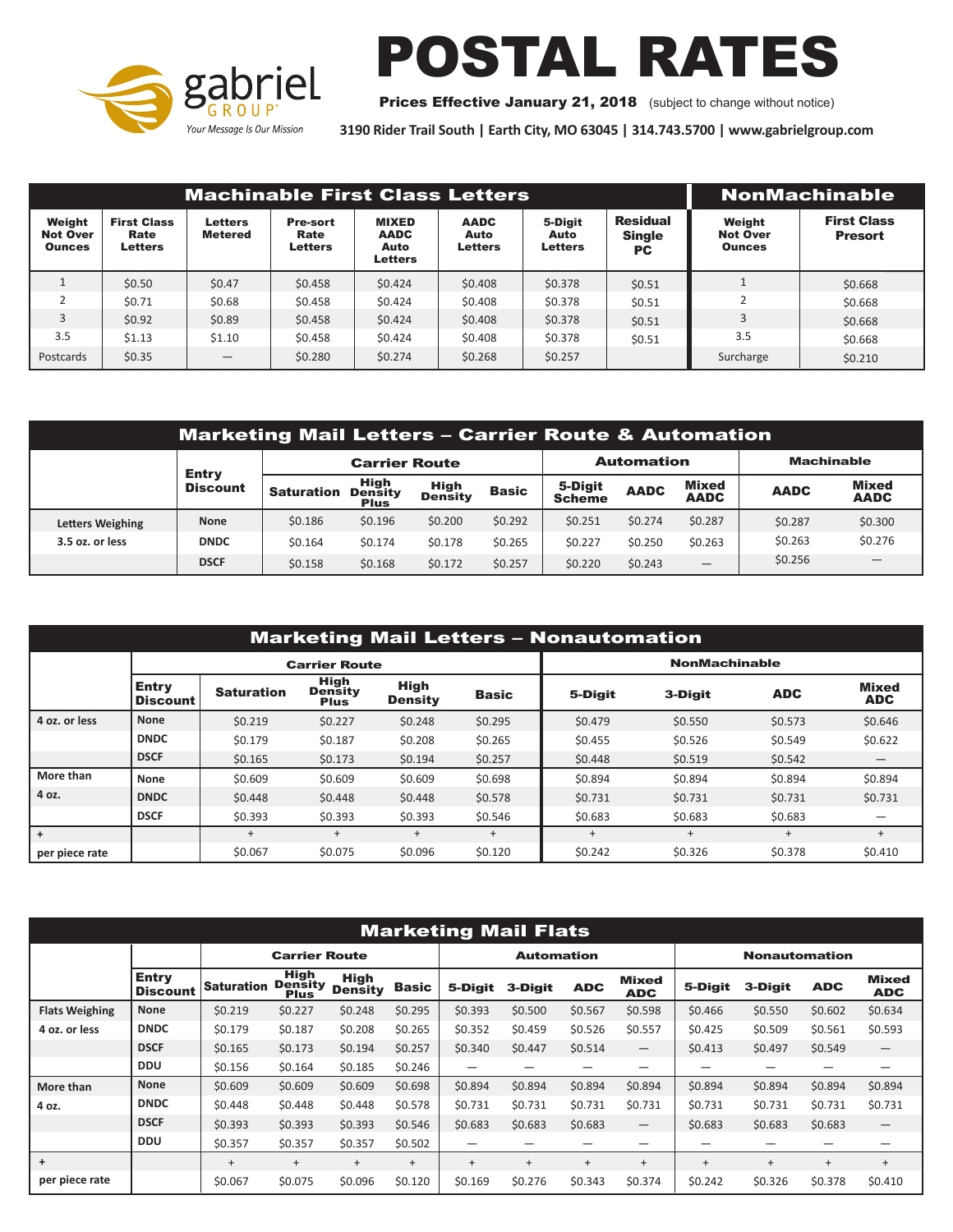# POSTAL RATES

gabriel GROUP® *Your Message Is Our Mission*

**Prices Effective January 21, 2018** (subject to change without notice)

**3190 Rider Trail South | Earth City, MO 63045 | 314.743.5700 | www.gabrielgroup.com**

| Machinable First Class Letters | | | | | | | | NonMachinable | |
|---|---|---|---|---|---|---|---|---|---|
| Weight Not Over Ounces | First Class Rate Letters | Letters Metered | Pre-sort Rate Letters | MIXED AADC Auto Letters | AADC Auto Letters | 5-Digit Auto Letters | Residual Single PC | Weight Not Over Ounces | First Class Presort |
| 1 | $0.50 | $0.47 | $0.458 | $0.424 | $0.408 | $0.378 | $0.51 | 1 | $0.668 |
| 2 | $0.71 | $0.68 | $0.458 | $0.424 | $0.408 | $0.378 | $0.51 | 2 | $0.668 |
| 3 | $0.92 | $0.89 | $0.458 | $0.424 | $0.408 | $0.378 | $0.51 | 3 | $0.668 |
| 3.5 | $1.13 | $1.10 | $0.458 | $0.424 | $0.408 | $0.378 | $0.51 | 3.5 | $0.668 |
| Postcards | $0.35 | — | $0.280 | $0.274 | $0.268 | $0.257 | | Surcharge | $0.210 |

## Marketing Mail Letters – Carrier Route & Automation

| | Entry Discount | Carrier Route | | | | Automation | | | Machinable | |
|---|---|---|---|---|---|---|---|---|---|---|
| | | Saturation | High Density Plus | High Density | Basic | 5-Digit Scheme | AADC | Mixed AADC | AADC | Mixed AADC |
| Letters Weighing | None | $0.186 | $0.196 | $0.200 | $0.292 | $0.251 | $0.274 | $0.287 | $0.287 | $0.300 |
| 3.5 oz. or less | DNDC | $0.164 | $0.174 | $0.178 | $0.265 | $0.227 | $0.250 | $0.263 | $0.263 | $0.276 |
| | DSCF | $0.158 | $0.168 | $0.172 | $0.257 | $0.220 | $0.243 | — | $0.256 | — |

## Marketing Mail Letters – Nonautomation

| | | Carrier Route | | | | NonMachinable | | | |
|---|---|---|---|---|---|---|---|---|---|
| | Entry Discount | Saturation | High Density Plus | High Density | Basic | 5-Digit | 3-Digit | ADC | Mixed ADC |
| 4 oz. or less | None | $0.219 | $0.227 | $0.248 | $0.295 | $0.479 | $0.550 | $0.573 | $0.646 |
| | DNDC | $0.179 | $0.187 | $0.208 | $0.265 | $0.455 | $0.526 | $0.549 | $0.622 |
| | DSCF | $0.165 | $0.173 | $0.194 | $0.257 | $0.448 | $0.519 | $0.542 | — |
| More than 4 oz. | None | $0.609 | $0.609 | $0.609 | $0.698 | $0.894 | $0.894 | $0.894 | $0.894 |
| | DNDC | $0.448 | $0.448 | $0.448 | $0.578 | $0.731 | $0.731 | $0.731 | $0.731 |
| | DSCF | $0.393 | $0.393 | $0.393 | $0.546 | $0.683 | $0.683 | $0.683 | — |
| + | | + | + | + | + | + | + | + | + |
| per piece rate | | $0.067 | $0.075 | $0.096 | $0.120 | $0.242 | $0.326 | $0.378 | $0.410 |

## Marketing Mail Flats

| | | Carrier Route | | | | Automation | | | | Nonautomation | | | |
|---|---|---|---|---|---|---|---|---|---|---|---|---|---|
| | Entry Discount | Saturation | High Density Plus | High Density | Basic | 5-Digit | 3-Digit | ADC | Mixed ADC | 5-Digit | 3-Digit | ADC | Mixed ADC |
| Flats Weighing | None | $0.219 | $0.227 | $0.248 | $0.295 | $0.393 | $0.500 | $0.567 | $0.598 | $0.466 | $0.550 | $0.602 | $0.634 |
| 4 oz. or less | DNDC | $0.179 | $0.187 | $0.208 | $0.265 | $0.352 | $0.459 | $0.526 | $0.557 | $0.425 | $0.509 | $0.561 | $0.593 |
| | DSCF | $0.165 | $0.173 | $0.194 | $0.257 | $0.340 | $0.447 | $0.514 | — | $0.413 | $0.497 | $0.549 | — |
| | DDU | $0.156 | $0.164 | $0.185 | $0.246 | — | — | — | — | — | — | — | — |
| More than 4 oz. | None | $0.609 | $0.609 | $0.609 | $0.698 | $0.894 | $0.894 | $0.894 | $0.894 | $0.894 | $0.894 | $0.894 | $0.894 |
| | DNDC | $0.448 | $0.448 | $0.448 | $0.578 | $0.731 | $0.731 | $0.731 | $0.731 | $0.731 | $0.731 | $0.731 | $0.731 |
| | DSCF | $0.393 | $0.393 | $0.393 | $0.546 | $0.683 | $0.683 | $0.683 | — | $0.683 | $0.683 | $0.683 | — |
| | DDU | $0.357 | $0.357 | $0.357 | $0.502 | — | — | — | — | — | — | — | — |
| + | | + | + | + | + | + | + | + | + | + | + | + | + |
| per piece rate | | $0.067 | $0.075 | $0.096 | $0.120 | $0.169 | $0.276 | $0.343 | $0.374 | $0.242 | $0.326 | $0.378 | $0.410 |